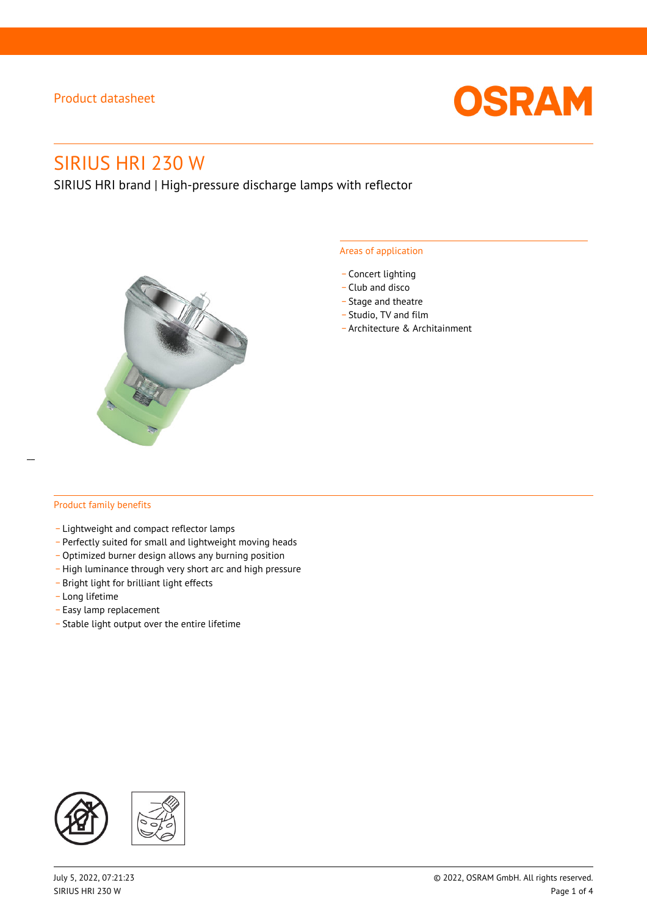Product datasheet

# SIRIUS HRI 230 W

SIRIUS HRI brand | High-pressure discharge lamps with reflector

## Areas of application

- Concert lighting
- Club and disco
- Stage and theatre
- Studio, TV and film
- Architecture & Architainment

## Product family benefits

- Lightweight and compact reflector lamps
- Perfectly suited for small and lightweight moving heads
- Optimized burner design allows any burning position
- High luminance through very short arc and high pressure
- Bright light for brilliant light effects
- Long lifetime
- Easy lamp replacement
- Stable light output over the entire lifetime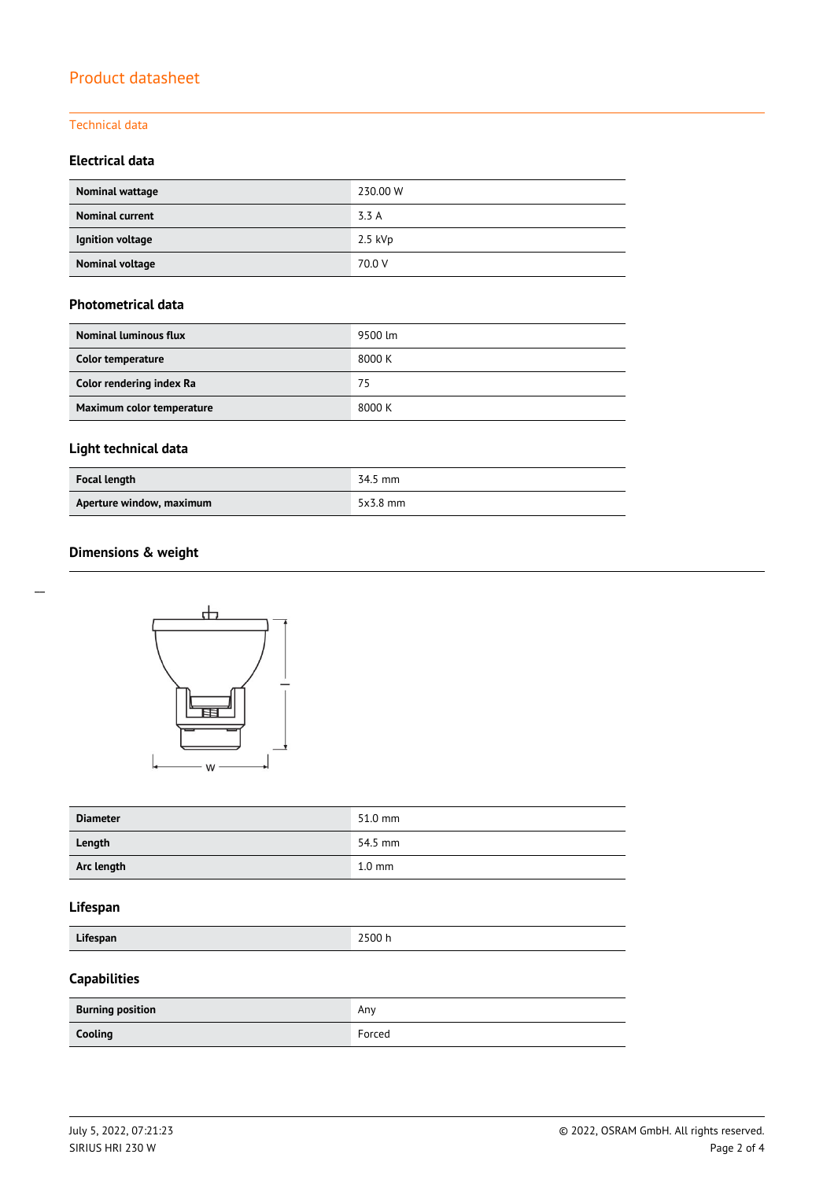## Product datasheet

### Technical data

#### Electrical data

| | |
|---|---|
| **Nominal wattage** | 230.00 W |
| **Nominal current** | 3.3 A |
| **Ignition voltage** | 2.5 kVp |
| **Nominal voltage** | 70.0 V |

#### Photometrical data

| | |
|---|---|
| **Nominal luminous flux** | 9500 lm |
| **Color temperature** | 8000 K |
| **Color rendering index Ra** | 75 |
| **Maximum color temperature** | 8000 K |

#### Light technical data

| | |
|---|---|
| **Focal length** | 34.5 mm |
| **Aperture window, maximum** | 5x3.8 mm |

#### Dimensions & weight

| | |
|---|---|
| **Diameter** | 51.0 mm |
| **Length** | 54.5 mm |
| **Arc length** | 1.0 mm |

#### Lifespan

| | |
|---|---|
| **Lifespan** | 2500 h |

#### Capabilities

| | |
|---|---|
| **Burning position** | Any |
| **Cooling** | Forced |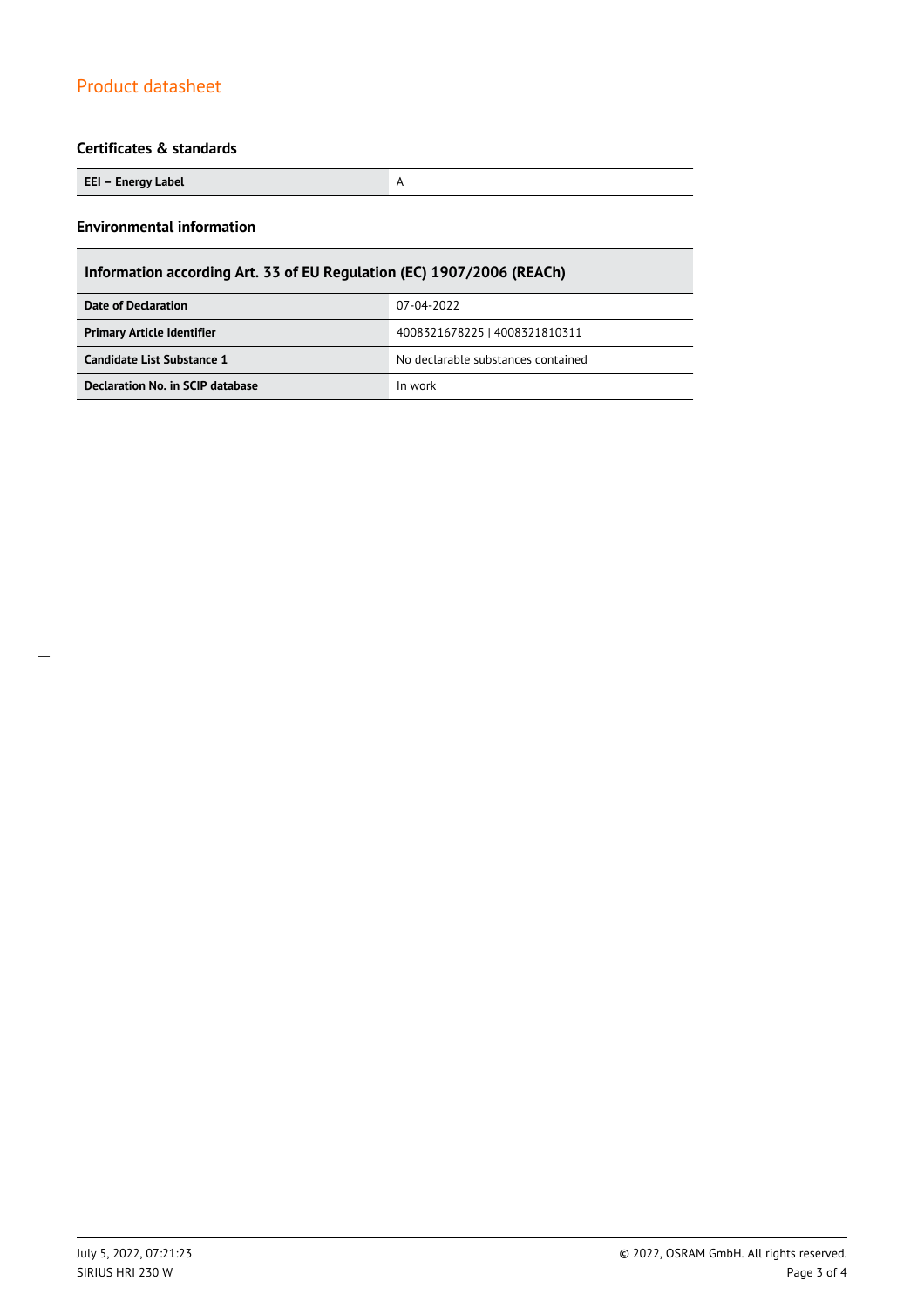## Certificates & standards

| EEI – Energy Label | A |
| --- | --- |

## Environmental information

| Information according Art. 33 of EU Regulation (EC) 1907/2006 (REACh) | |
| --- | --- |
| **Date of Declaration** | 07-04-2022 |
| **Primary Article Identifier** | 4008321678225 \| 4008321810311 |
| **Candidate List Substance 1** | No declarable substances contained |
| **Declaration No. in SCIP database** | In work |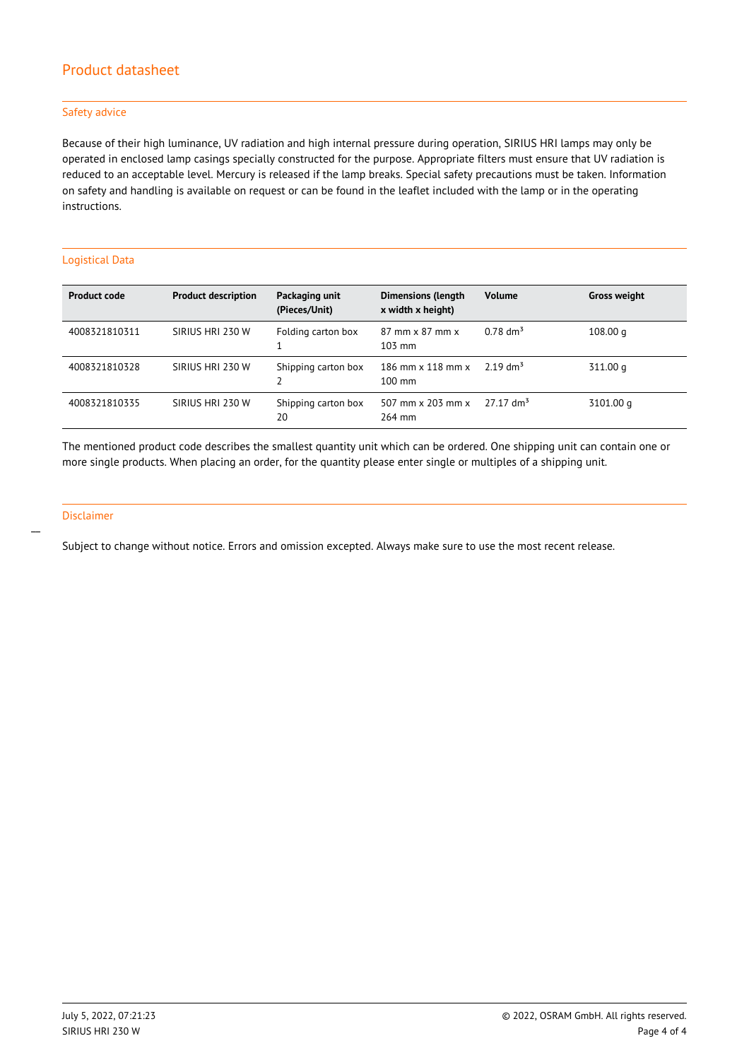# Product datasheet

## Safety advice

Because of their high luminance, UV radiation and high internal pressure during operation, SIRIUS HRI lamps may only be operated in enclosed lamp casings specially constructed for the purpose. Appropriate filters must ensure that UV radiation is reduced to an acceptable level. Mercury is released if the lamp breaks. Special safety precautions must be taken. Information on safety and handling is available on request or can be found in the leaflet included with the lamp or in the operating instructions.

## Logistical Data

| Product code | Product description | Packaging unit (Pieces/Unit) | Dimensions (length x width x height) | Volume | Gross weight |
|---|---|---|---|---|---|
| 4008321810311 | SIRIUS HRI 230 W | Folding carton box 1 | 87 mm x 87 mm x 103 mm | 0.78 $dm^3$ | 108.00 g |
| 4008321810328 | SIRIUS HRI 230 W | Shipping carton box 2 | 186 mm x 118 mm x 100 mm | 2.19 $dm^3$ | 311.00 g |
| 4008321810335 | SIRIUS HRI 230 W | Shipping carton box 20 | 507 mm x 203 mm x 264 mm | 27.17 $dm^3$ | 3101.00 g |

The mentioned product code describes the smallest quantity unit which can be ordered. One shipping unit can contain one or more single products. When placing an order, for the quantity please enter single or multiples of a shipping unit.

## Disclaimer

Subject to change without notice. Errors and omission excepted. Always make sure to use the most recent release.